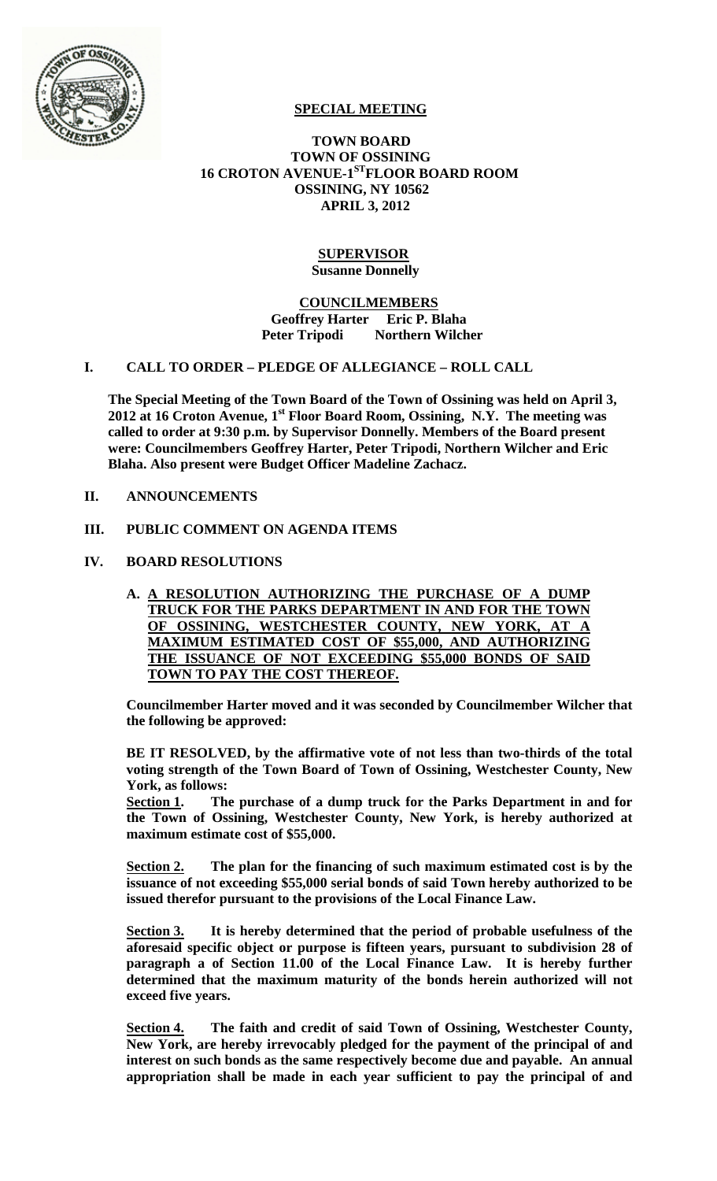**SPECIAL MEETING**

**TOWN BOARD**
**TOWN OF OSSINING**
**16 CROTON AVENUE-1[ST] FLOOR BOARD ROOM**
**OSSINING, NY 10562**
**APRIL 3, 2012**

**SUPERVISOR**
**Susanne Donnelly**

**COUNCILMEMBERS**
**Geoffrey Harter Eric P. Blaha**
**Peter Tripodi Northern Wilcher**

## I. CALL TO ORDER – PLEDGE OF ALLEGIANCE – ROLL CALL

**The Special Meeting of the Town Board of the Town of Ossining was held on April 3, 2012 at 16 Croton Avenue, 1[st] Floor Board Room, Ossining, N.Y. The meeting was called to order at 9:30 p.m. by Supervisor Donnelly. Members of the Board present were: Councilmembers Geoffrey Harter, Peter Tripodi, Northern Wilcher and Eric Blaha. Also present were Budget Officer Madeline Zachacz.**

## II. ANNOUNCEMENTS

## III. PUBLIC COMMENT ON AGENDA ITEMS

## IV. BOARD RESOLUTIONS

**A. A RESOLUTION AUTHORIZING THE PURCHASE OF A DUMP TRUCK FOR THE PARKS DEPARTMENT IN AND FOR THE TOWN OF OSSINING, WESTCHESTER COUNTY, NEW YORK, AT A MAXIMUM ESTIMATED COST OF $55,000, AND AUTHORIZING THE ISSUANCE OF NOT EXCEEDING $55,000 BONDS OF SAID TOWN TO PAY THE COST THEREOF.**

**Councilmember Harter moved and it was seconded by Councilmember Wilcher that the following be approved:**

**BE IT RESOLVED, by the affirmative vote of not less than two-thirds of the total voting strength of the Town Board of Town of Ossining, Westchester County, New York, as follows:**

**Section 1. The purchase of a dump truck for the Parks Department in and for the Town of Ossining, Westchester County, New York, is hereby authorized at maximum estimate cost of $55,000.**

**Section 2. The plan for the financing of such maximum estimated cost is by the issuance of not exceeding $55,000 serial bonds of said Town hereby authorized to be issued therefor pursuant to the provisions of the Local Finance Law.**

**Section 3. It is hereby determined that the period of probable usefulness of the aforesaid specific object or purpose is fifteen years, pursuant to subdivision 28 of paragraph a of Section 11.00 of the Local Finance Law. It is hereby further determined that the maximum maturity of the bonds herein authorized will not exceed five years.**

**Section 4. The faith and credit of said Town of Ossining, Westchester County, New York, are hereby irrevocably pledged for the payment of the principal of and interest on such bonds as the same respectively become due and payable. An annual appropriation shall be made in each year sufficient to pay the principal of and**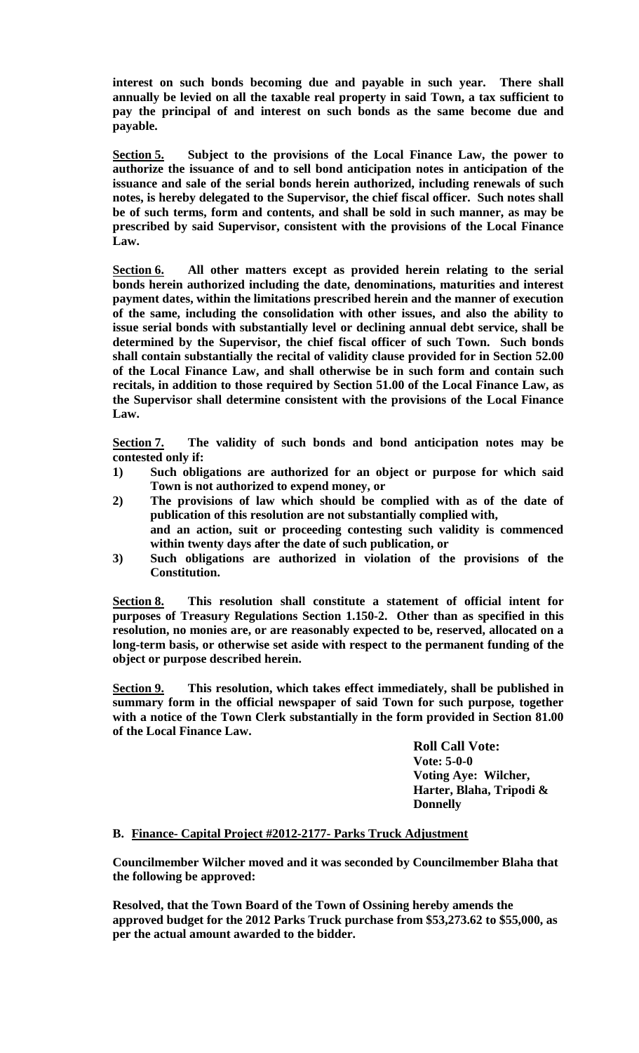**interest on such bonds becoming due and payable in such year. There shall annually be levied on all the taxable real property in said Town, a tax sufficient to pay the principal of and interest on such bonds as the same become due and payable.**

**<u>Section 5.</u> Subject to the provisions of the Local Finance Law, the power to authorize the issuance of and to sell bond anticipation notes in anticipation of the issuance and sale of the serial bonds herein authorized, including renewals of such notes, is hereby delegated to the Supervisor, the chief fiscal officer. Such notes shall be of such terms, form and contents, and shall be sold in such manner, as may be prescribed by said Supervisor, consistent with the provisions of the Local Finance Law.**

**<u>Section 6.</u> All other matters except as provided herein relating to the serial bonds herein authorized including the date, denominations, maturities and interest payment dates, within the limitations prescribed herein and the manner of execution of the same, including the consolidation with other issues, and also the ability to issue serial bonds with substantially level or declining annual debt service, shall be determined by the Supervisor, the chief fiscal officer of such Town. Such bonds shall contain substantially the recital of validity clause provided for in Section 52.00 of the Local Finance Law, and shall otherwise be in such form and contain such recitals, in addition to those required by Section 51.00 of the Local Finance Law, as the Supervisor shall determine consistent with the provisions of the Local Finance Law.**

**<u>Section 7.</u> The validity of such bonds and bond anticipation notes may be contested only if:**

**1) Such obligations are authorized for an object or purpose for which said Town is not authorized to expend money, or**

**2) The provisions of law which should be complied with as of the date of publication of this resolution are not substantially complied with,
and an action, suit or proceeding contesting such validity is commenced within twenty days after the date of such publication, or**

**3) Such obligations are authorized in violation of the provisions of the Constitution.**

**<u>Section 8.</u> This resolution shall constitute a statement of official intent for purposes of Treasury Regulations Section 1.150-2. Other than as specified in this resolution, no monies are, or are reasonably expected to be, reserved, allocated on a long-term basis, or otherwise set aside with respect to the permanent funding of the object or purpose described herein.**

**<u>Section 9.</u> This resolution, which takes effect immediately, shall be published in summary form in the official newspaper of said Town for such purpose, together with a notice of the Town Clerk substantially in the form provided in Section 81.00 of the Local Finance Law.**

**Roll Call Vote:**
**Vote: 5-0-0**
**Voting Aye: Wilcher, Harter, Blaha, Tripodi & Donnelly**

**B. <u>Finance- Capital Project #2012-2177- Parks Truck Adjustment</u>**

**Councilmember Wilcher moved and it was seconded by Councilmember Blaha that the following be approved:**

**Resolved, that the Town Board of the Town of Ossining hereby amends the approved budget for the 2012 Parks Truck purchase from $53,273.62 to $55,000, as per the actual amount awarded to the bidder.**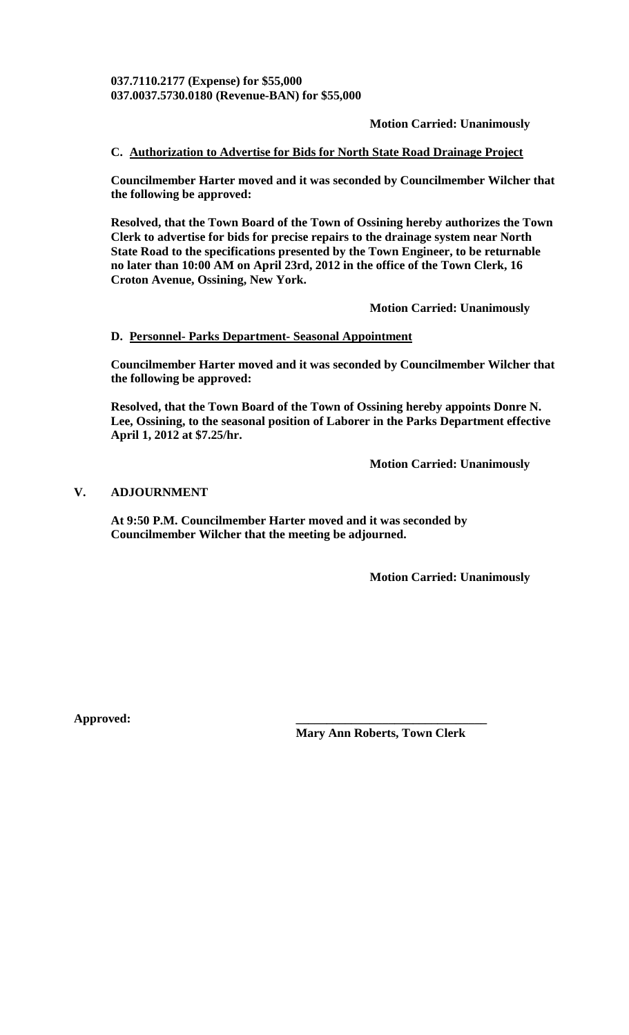**037.7110.2177 (Expense) for $55,000**
**037.0037.5730.0180 (Revenue-BAN) for $55,000**

**Motion Carried: Unanimously**

**C. <u>Authorization to Advertise for Bids for North State Road Drainage Project</u>**

**Councilmember Harter moved and it was seconded by Councilmember Wilcher that the following be approved:**

**Resolved, that the Town Board of the Town of Ossining hereby authorizes the Town Clerk to advertise for bids for precise repairs to the drainage system near North State Road to the specifications presented by the Town Engineer, to be returnable no later than 10:00 AM on April 23rd, 2012 in the office of the Town Clerk, 16 Croton Avenue, Ossining, New York.**

**Motion Carried: Unanimously**

**D. <u>Personnel- Parks Department- Seasonal Appointment</u>**

**Councilmember Harter moved and it was seconded by Councilmember Wilcher that the following be approved:**

**Resolved, that the Town Board of the Town of Ossining hereby appoints Donre N. Lee, Ossining, to the seasonal position of Laborer in the Parks Department effective April 1, 2012 at $7.25/hr.**

**Motion Carried: Unanimously**

## V. ADJOURNMENT

**At 9:50 P.M. Councilmember Harter moved and it was seconded by Councilmember Wilcher that the meeting be adjourned.**

**Motion Carried: Unanimously**

**Approved:** _______________________________

**Mary Ann Roberts, Town Clerk**